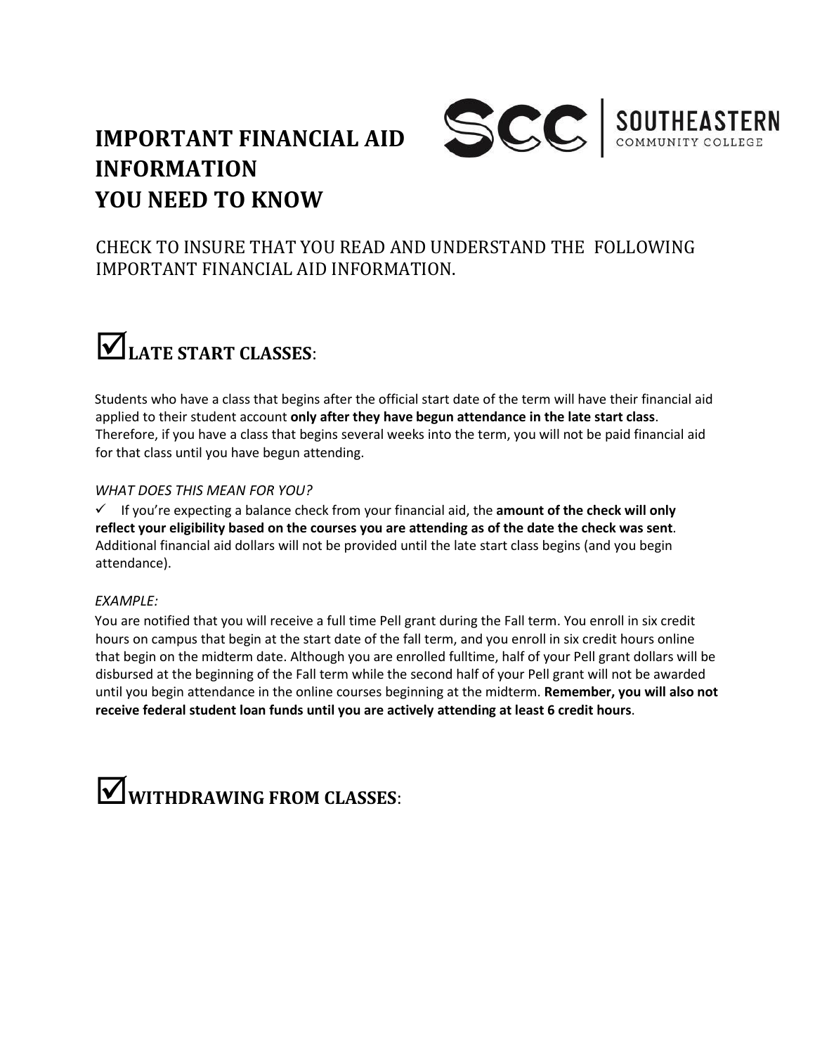# IMPORTANT FINANCIAL AID INFORMATION YOU NEED TO KNOW

SOUTHEASTERN COMMUNITY COLLEGE

CHECK TO INSURE THAT YOU READ AND UNDERSTAND THE FOLLOWING IMPORTANT FINANCIAL AID INFORMATION.

## ☑LATE START CLASSES:

Students who have a class that begins after the official start date of the term will have their financial aid applied to their student account **only after they have begun attendance in the late start class**. Therefore, if you have a class that begins several weeks into the term, you will not be paid financial aid for that class until you have begun attending.

*WHAT DOES THIS MEAN FOR YOU?*

✓ If you're expecting a balance check from your financial aid, the **amount of the check will only reflect your eligibility based on the courses you are attending as of the date the check was sent**. Additional financial aid dollars will not be provided until the late start class begins (and you begin attendance).

*EXAMPLE:*

You are notified that you will receive a full time Pell grant during the Fall term. You enroll in six credit hours on campus that begin at the start date of the fall term, and you enroll in six credit hours online that begin on the midterm date. Although you are enrolled fulltime, half of your Pell grant dollars will be disbursed at the beginning of the Fall term while the second half of your Pell grant will not be awarded until you begin attendance in the online courses beginning at the midterm. **Remember, you will also not receive federal student loan funds until you are actively attending at least 6 credit hours**.

## ☑WITHDRAWING FROM CLASSES: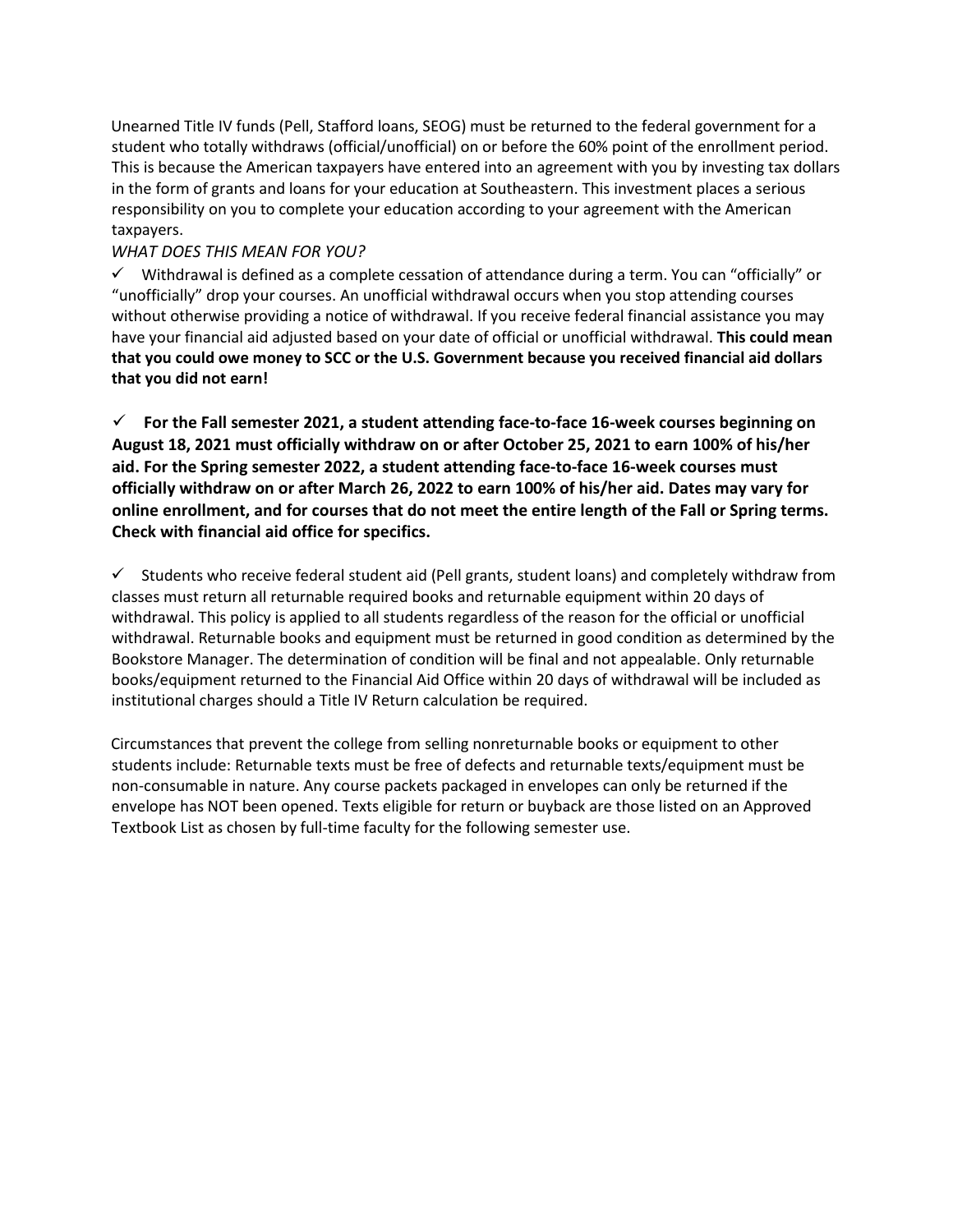Unearned Title IV funds (Pell, Stafford loans, SEOG) must be returned to the federal government for a student who totally withdraws (official/unofficial) on or before the 60% point of the enrollment period. This is because the American taxpayers have entered into an agreement with you by investing tax dollars in the form of grants and loans for your education at Southeastern. This investment places a serious responsibility on you to complete your education according to your agreement with the American taxpayers.

*WHAT DOES THIS MEAN FOR YOU?*

✓ Withdrawal is defined as a complete cessation of attendance during a term. You can "officially" or "unofficially" drop your courses. An unofficial withdrawal occurs when you stop attending courses without otherwise providing a notice of withdrawal. If you receive federal financial assistance you may have your financial aid adjusted based on your date of official or unofficial withdrawal. **This could mean that you could owe money to SCC or the U.S. Government because you received financial aid dollars that you did not earn!**

✓ **For the Fall semester 2021, a student attending face-to-face 16-week courses beginning on August 18, 2021 must officially withdraw on or after October 25, 2021 to earn 100% of his/her aid. For the Spring semester 2022, a student attending face-to-face 16-week courses must officially withdraw on or after March 26, 2022 to earn 100% of his/her aid. Dates may vary for online enrollment, and for courses that do not meet the entire length of the Fall or Spring terms. Check with financial aid office for specifics.**

✓ Students who receive federal student aid (Pell grants, student loans) and completely withdraw from classes must return all returnable required books and returnable equipment within 20 days of withdrawal. This policy is applied to all students regardless of the reason for the official or unofficial withdrawal. Returnable books and equipment must be returned in good condition as determined by the Bookstore Manager. The determination of condition will be final and not appealable. Only returnable books/equipment returned to the Financial Aid Office within 20 days of withdrawal will be included as institutional charges should a Title IV Return calculation be required.

Circumstances that prevent the college from selling nonreturnable books or equipment to other students include: Returnable texts must be free of defects and returnable texts/equipment must be non-consumable in nature. Any course packets packaged in envelopes can only be returned if the envelope has NOT been opened. Texts eligible for return or buyback are those listed on an Approved Textbook List as chosen by full-time faculty for the following semester use.